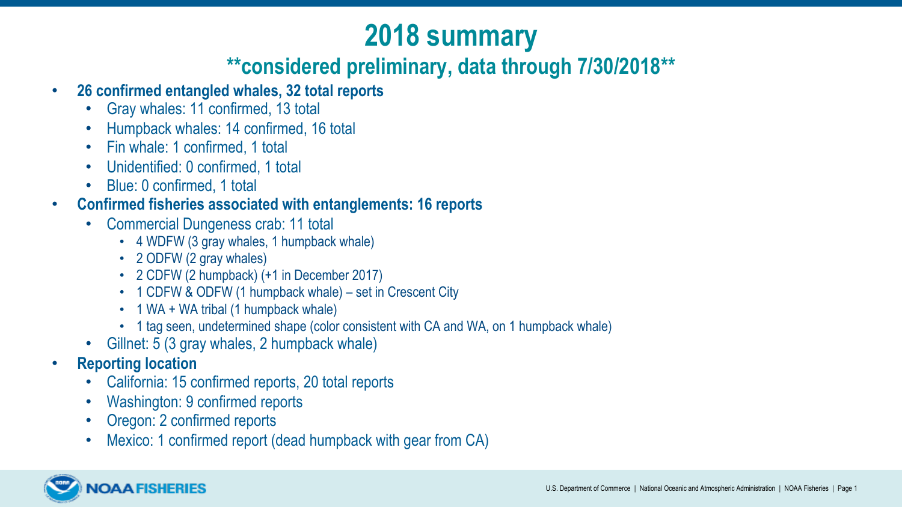# 2018 summary

## **considered preliminary, data through 7/30/2018**

- **26 confirmed entangled whales, 32 total reports**
  - Gray whales: 11 confirmed, 13 total
  - Humpback whales: 14 confirmed, 16 total
  - Fin whale: 1 confirmed, 1 total
  - Unidentified: 0 confirmed, 1 total
  - Blue: 0 confirmed, 1 total
- **Confirmed fisheries associated with entanglements: 16 reports**
  - Commercial Dungeness crab: 11 total
    - 4 WDFW (3 gray whales, 1 humpback whale)
    - 2 ODFW (2 gray whales)
    - 2 CDFW (2 humpback) (+1 in December 2017)
    - 1 CDFW & ODFW (1 humpback whale) – set in Crescent City
    - 1 WA + WA tribal (1 humpback whale)
    - 1 tag seen, undetermined shape (color consistent with CA and WA, on 1 humpback whale)
  - Gillnet: 5 (3 gray whales, 2 humpback whale)
- **Reporting location**
  - California: 15 confirmed reports, 20 total reports
  - Washington: 9 confirmed reports
  - Oregon: 2 confirmed reports
  - Mexico: 1 confirmed report (dead humpback with gear from CA)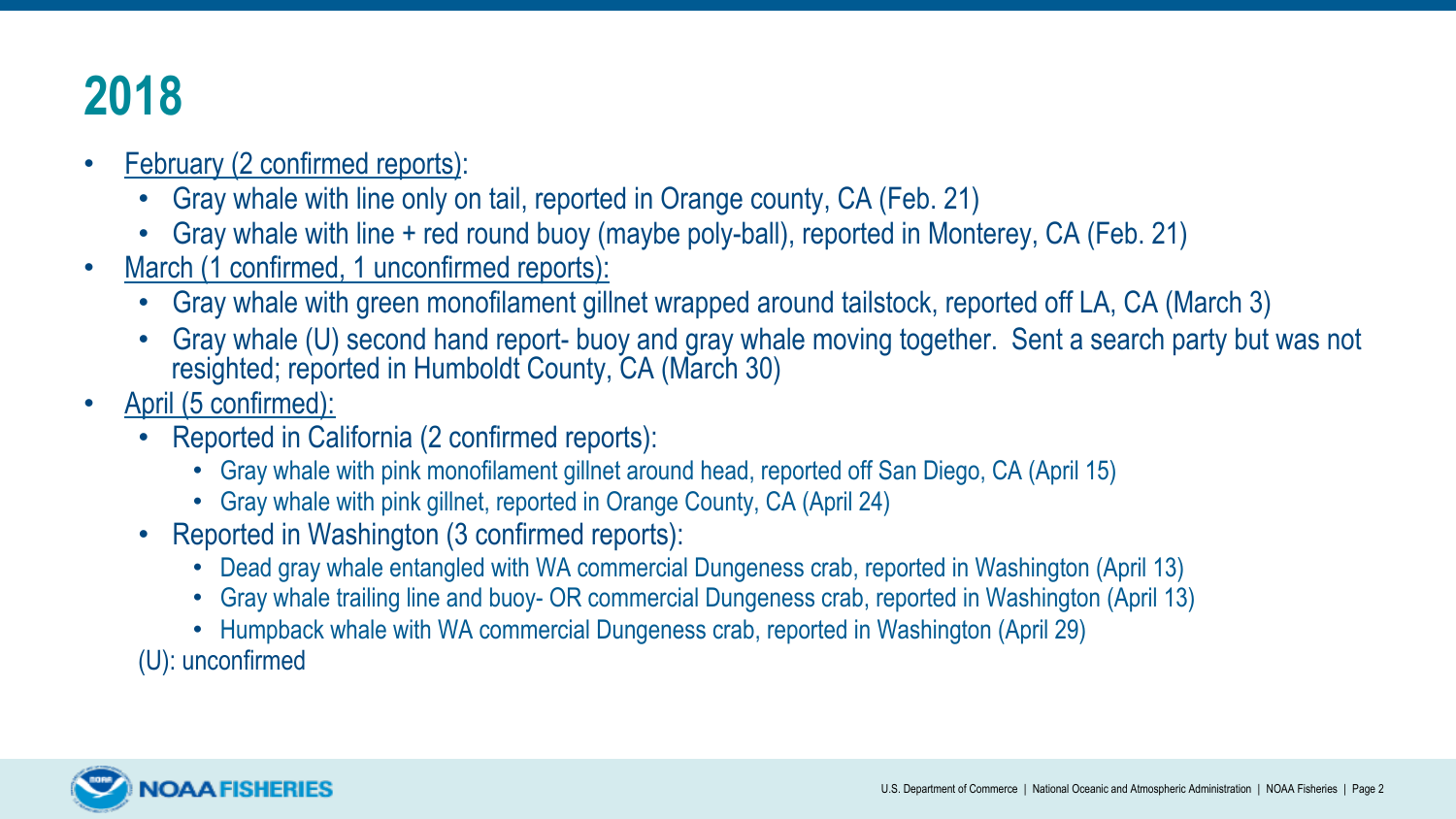# 2018

- February (2 confirmed reports):
  - Gray whale with line only on tail, reported in Orange county, CA (Feb. 21)
  - Gray whale with line + red round buoy (maybe poly-ball), reported in Monterey, CA (Feb. 21)
- March (1 confirmed, 1 unconfirmed reports):
  - Gray whale with green monofilament gillnet wrapped around tailstock, reported off LA, CA (March 3)
  - Gray whale (U) second hand report- buoy and gray whale moving together. Sent a search party but was not resighted; reported in Humboldt County, CA (March 30)
- April (5 confirmed):
  - Reported in California (2 confirmed reports):
    - Gray whale with pink monofilament gillnet around head, reported off San Diego, CA (April 15)
    - Gray whale with pink gillnet, reported in Orange County, CA (April 24)
  - Reported in Washington (3 confirmed reports):
    - Dead gray whale entangled with WA commercial Dungeness crab, reported in Washington (April 13)
    - Gray whale trailing line and buoy- OR commercial Dungeness crab, reported in Washington (April 13)
    - Humpback whale with WA commercial Dungeness crab, reported in Washington (April 29)

(U): unconfirmed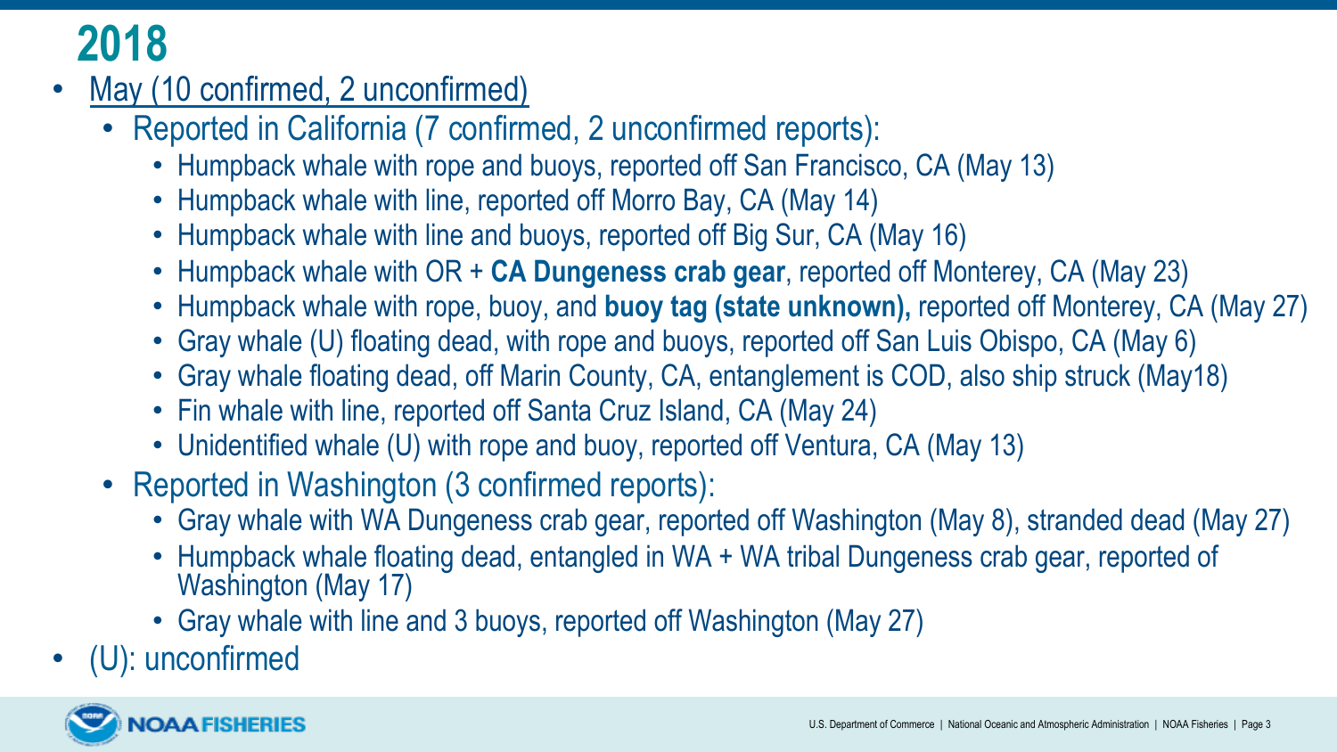# 2018

- May (10 confirmed, 2 unconfirmed)
  - Reported in California (7 confirmed, 2 unconfirmed reports):
    - Humpback whale with rope and buoys, reported off San Francisco, CA (May 13)
    - Humpback whale with line, reported off Morro Bay, CA (May 14)
    - Humpback whale with line and buoys, reported off Big Sur, CA (May 16)
    - Humpback whale with OR + **CA Dungeness crab gear**, reported off Monterey, CA (May 23)
    - Humpback whale with rope, buoy, and **buoy tag (state unknown),** reported off Monterey, CA (May 27)
    - Gray whale (U) floating dead, with rope and buoys, reported off San Luis Obispo, CA (May 6)
    - Gray whale floating dead, off Marin County, CA, entanglement is COD, also ship struck (May18)
    - Fin whale with line, reported off Santa Cruz Island, CA (May 24)
    - Unidentified whale (U) with rope and buoy, reported off Ventura, CA (May 13)
  - Reported in Washington (3 confirmed reports):
    - Gray whale with WA Dungeness crab gear, reported off Washington (May 8), stranded dead (May 27)
    - Humpback whale floating dead, entangled in WA + WA tribal Dungeness crab gear, reported of Washington (May 17)
    - Gray whale with line and 3 buoys, reported off Washington (May 27)
- (U): unconfirmed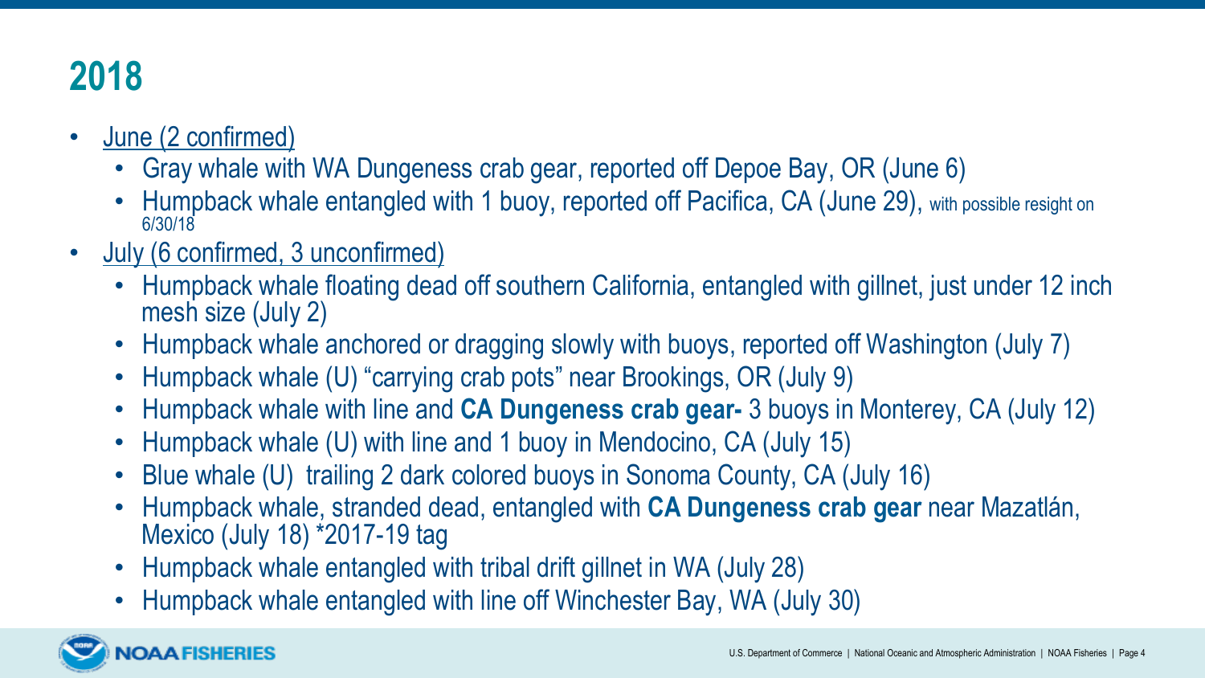# 2018

- June (2 confirmed)
  - Gray whale with WA Dungeness crab gear, reported off Depoe Bay, OR (June 6)
  - Humpback whale entangled with 1 buoy, reported off Pacifica, CA (June 29), with possible resight on 6/30/18
- July (6 confirmed, 3 unconfirmed)
  - Humpback whale floating dead off southern California, entangled with gillnet, just under 12 inch mesh size (July 2)
  - Humpback whale anchored or dragging slowly with buoys, reported off Washington (July 7)
  - Humpback whale (U) "carrying crab pots" near Brookings, OR (July 9)
  - Humpback whale with line and **CA Dungeness crab gear-** 3 buoys in Monterey, CA (July 12)
  - Humpback whale (U) with line and 1 buoy in Mendocino, CA (July 15)
  - Blue whale (U) trailing 2 dark colored buoys in Sonoma County, CA (July 16)
  - Humpback whale, stranded dead, entangled with **CA Dungeness crab gear** near Mazatlán, Mexico (July 18) *2017-19 tag
  - Humpback whale entangled with tribal drift gillnet in WA (July 28)
  - Humpback whale entangled with line off Winchester Bay, WA (July 30)